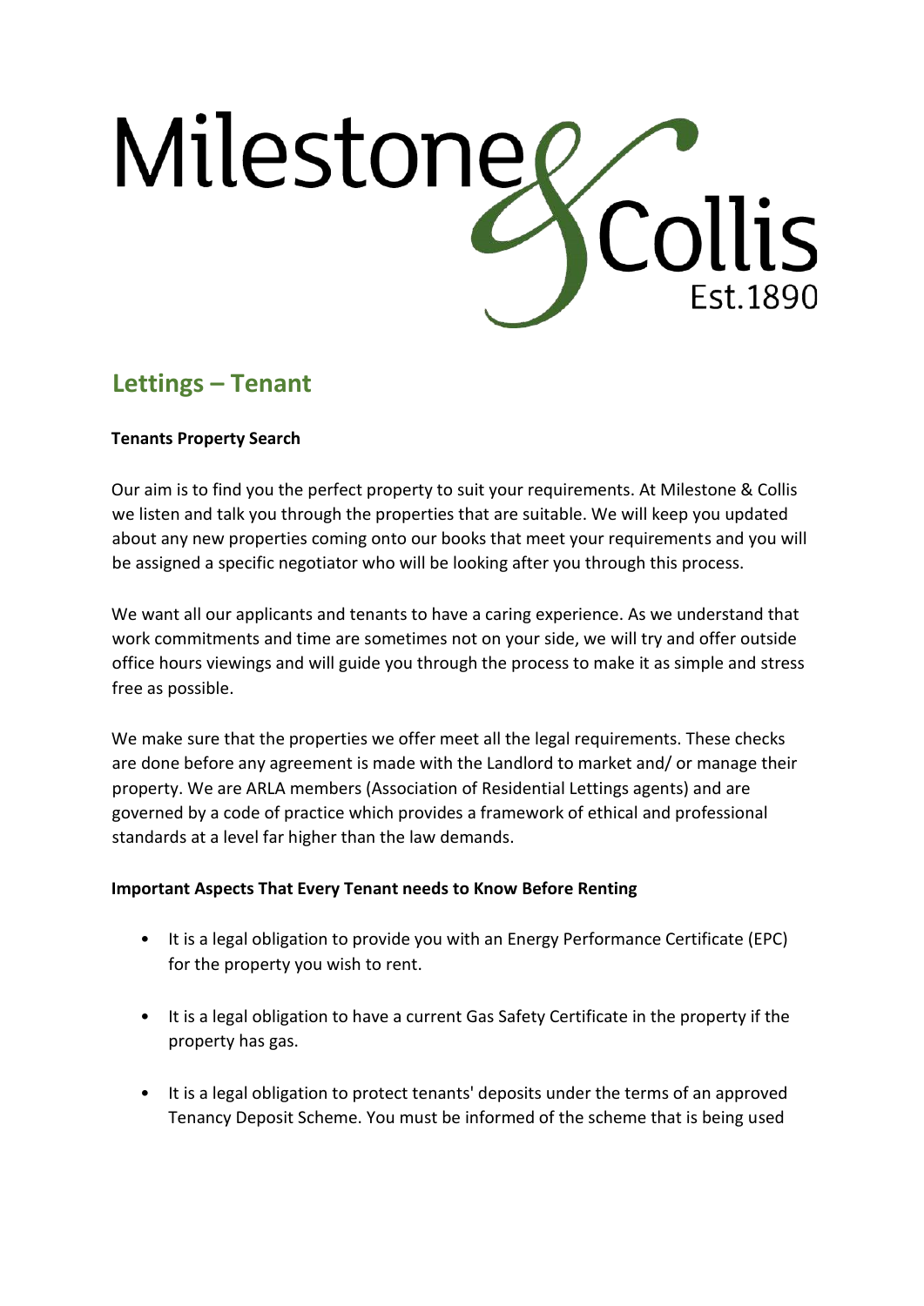# Milestone & Collis

Est.1890

## Lettings – Tenant

**Tenants Property Search**

Our aim is to find you the perfect property to suit your requirements. At Milestone & Collis we listen and talk you through the properties that are suitable. We will keep you updated about any new properties coming onto our books that meet your requirements and you will be assigned a specific negotiator who will be looking after you through this process.

We want all our applicants and tenants to have a caring experience. As we understand that work commitments and time are sometimes not on your side, we will try and offer outside office hours viewings and will guide you through the process to make it as simple and stress free as possible.

We make sure that the properties we offer meet all the legal requirements. These checks are done before any agreement is made with the Landlord to market and/ or manage their property. We are ARLA members (Association of Residential Lettings agents) and are governed by a code of practice which provides a framework of ethical and professional standards at a level far higher than the law demands.

**Important Aspects That Every Tenant needs to Know Before Renting**

- It is a legal obligation to provide you with an Energy Performance Certificate (EPC) for the property you wish to rent.
- It is a legal obligation to have a current Gas Safety Certificate in the property if the property has gas.
- It is a legal obligation to protect tenants' deposits under the terms of an approved Tenancy Deposit Scheme. You must be informed of the scheme that is being used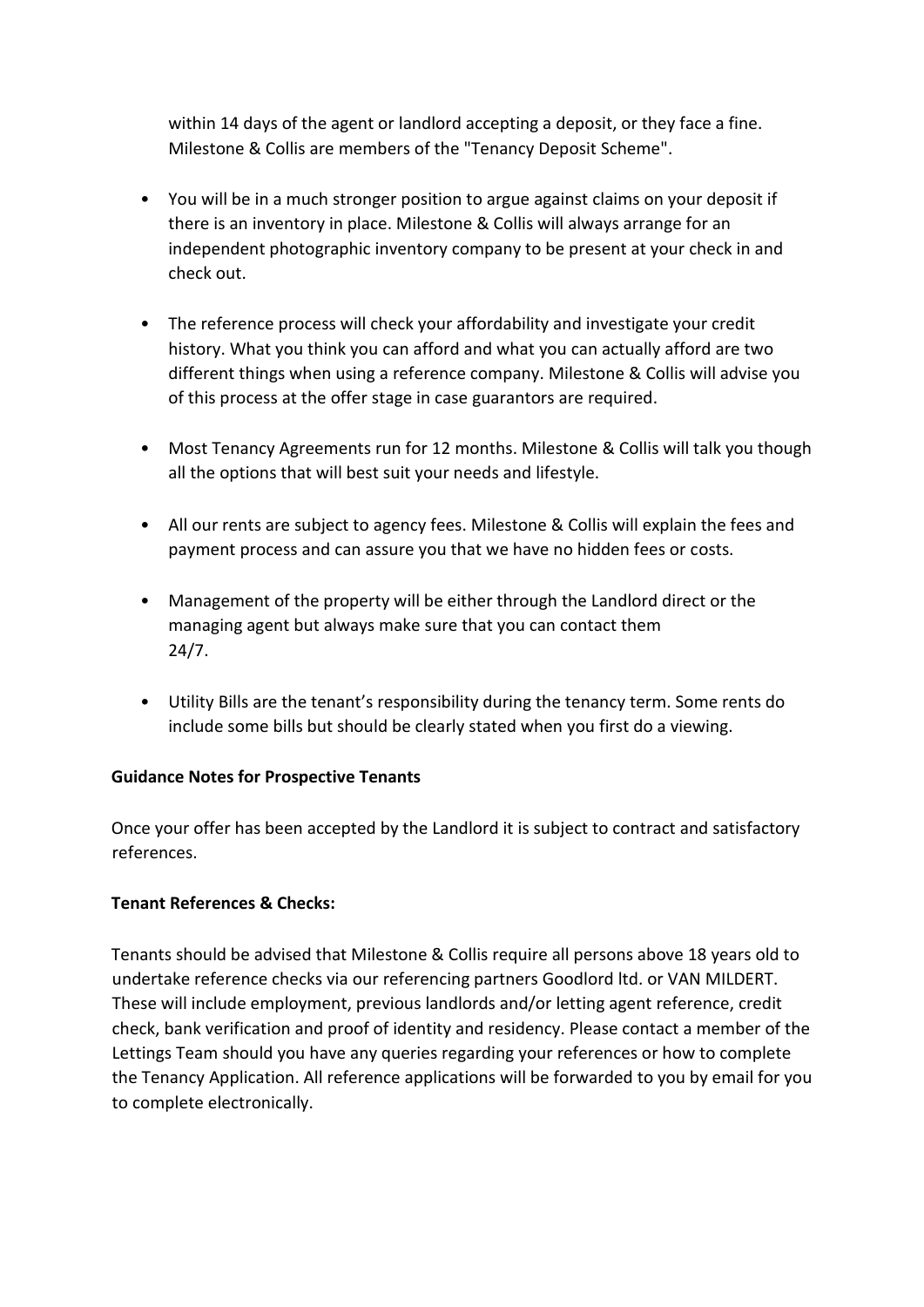within 14 days of the agent or landlord accepting a deposit, or they face a fine. Milestone & Collis are members of the "Tenancy Deposit Scheme".

- You will be in a much stronger position to argue against claims on your deposit if there is an inventory in place. Milestone & Collis will always arrange for an independent photographic inventory company to be present at your check in and check out.

- The reference process will check your affordability and investigate your credit history. What you think you can afford and what you can actually afford are two different things when using a reference company. Milestone & Collis will advise you of this process at the offer stage in case guarantors are required.

- Most Tenancy Agreements run for 12 months. Milestone & Collis will talk you though all the options that will best suit your needs and lifestyle.

- All our rents are subject to agency fees. Milestone & Collis will explain the fees and payment process and can assure you that we have no hidden fees or costs.

- Management of the property will be either through the Landlord direct or the managing agent but always make sure that you can contact them 24/7.

- Utility Bills are the tenant's responsibility during the tenancy term. Some rents do include some bills but should be clearly stated when you first do a viewing.

**Guidance Notes for Prospective Tenants**

Once your offer has been accepted by the Landlord it is subject to contract and satisfactory references.

**Tenant References & Checks:**

Tenants should be advised that Milestone & Collis require all persons above 18 years old to undertake reference checks via our referencing partners Goodlord ltd. or VAN MILDERT. These will include employment, previous landlords and/or letting agent reference, credit check, bank verification and proof of identity and residency. Please contact a member of the Lettings Team should you have any queries regarding your references or how to complete the Tenancy Application. All reference applications will be forwarded to you by email for you to complete electronically.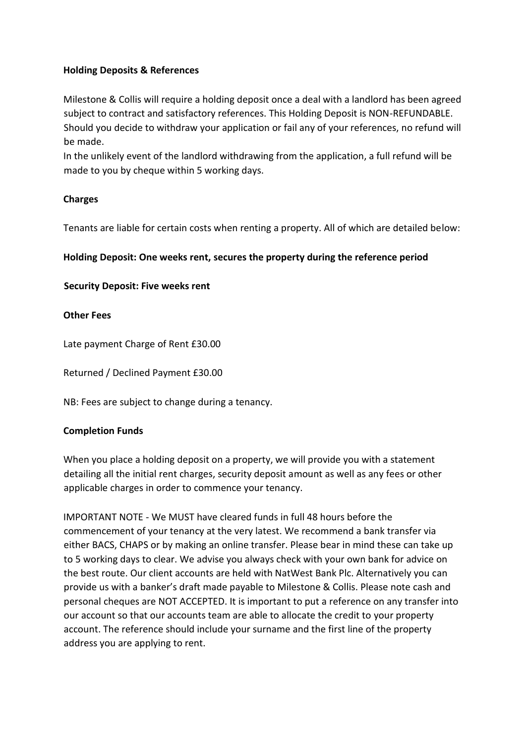**Holding Deposits & References**

Milestone & Collis will require a holding deposit once a deal with a landlord has been agreed subject to contract and satisfactory references. This Holding Deposit is NON-REFUNDABLE. Should you decide to withdraw your application or fail any of your references, no refund will be made.
In the unlikely event of the landlord withdrawing from the application, a full refund will be made to you by cheque within 5 working days.

**Charges**

Tenants are liable for certain costs when renting a property. All of which are detailed below:

**Holding Deposit: One weeks rent, secures the property during the reference period**

**Security Deposit: Five weeks rent**

**Other Fees**

Late payment Charge of Rent £30.00

Returned / Declined Payment £30.00

NB: Fees are subject to change during a tenancy.

**Completion Funds**

When you place a holding deposit on a property, we will provide you with a statement detailing all the initial rent charges, security deposit amount as well as any fees or other applicable charges in order to commence your tenancy.

IMPORTANT NOTE - We MUST have cleared funds in full 48 hours before the commencement of your tenancy at the very latest. We recommend a bank transfer via either BACS, CHAPS or by making an online transfer. Please bear in mind these can take up to 5 working days to clear. We advise you always check with your own bank for advice on the best route. Our client accounts are held with NatWest Bank Plc. Alternatively you can provide us with a banker's draft made payable to Milestone & Collis. Please note cash and personal cheques are NOT ACCEPTED. It is important to put a reference on any transfer into our account so that our accounts team are able to allocate the credit to your property account. The reference should include your surname and the first line of the property address you are applying to rent.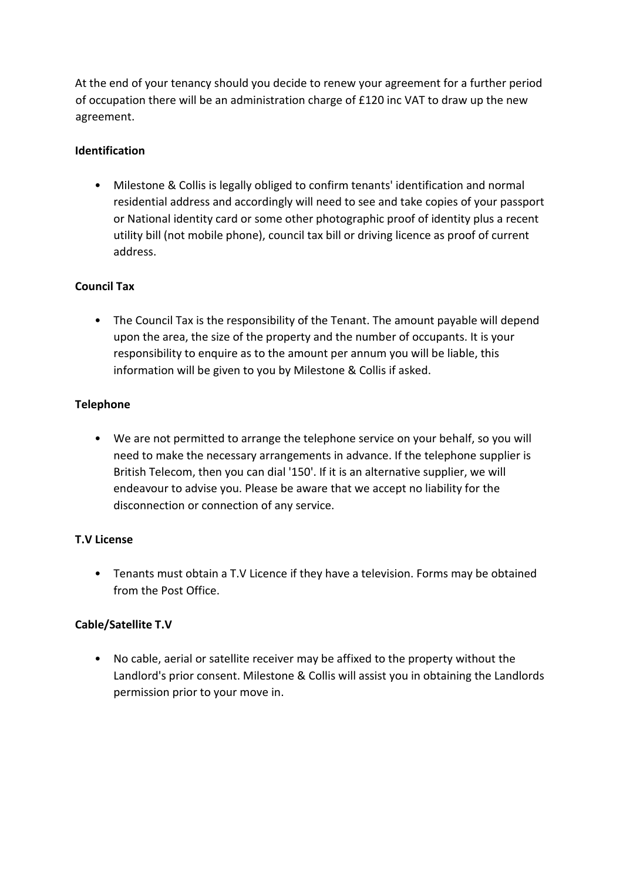At the end of your tenancy should you decide to renew your agreement for a further period of occupation there will be an administration charge of £120 inc VAT to draw up the new agreement.

**Identification**

- Milestone & Collis is legally obliged to confirm tenants' identification and normal residential address and accordingly will need to see and take copies of your passport or National identity card or some other photographic proof of identity plus a recent utility bill (not mobile phone), council tax bill or driving licence as proof of current address.

**Council Tax**

- The Council Tax is the responsibility of the Tenant. The amount payable will depend upon the area, the size of the property and the number of occupants. It is your responsibility to enquire as to the amount per annum you will be liable, this information will be given to you by Milestone & Collis if asked.

**Telephone**

- We are not permitted to arrange the telephone service on your behalf, so you will need to make the necessary arrangements in advance. If the telephone supplier is British Telecom, then you can dial '150'. If it is an alternative supplier, we will endeavour to advise you. Please be aware that we accept no liability for the disconnection or connection of any service.

**T.V License**

- Tenants must obtain a T.V Licence if they have a television. Forms may be obtained from the Post Office.

**Cable/Satellite T.V**

- No cable, aerial or satellite receiver may be affixed to the property without the Landlord's prior consent. Milestone & Collis will assist you in obtaining the Landlords permission prior to your move in.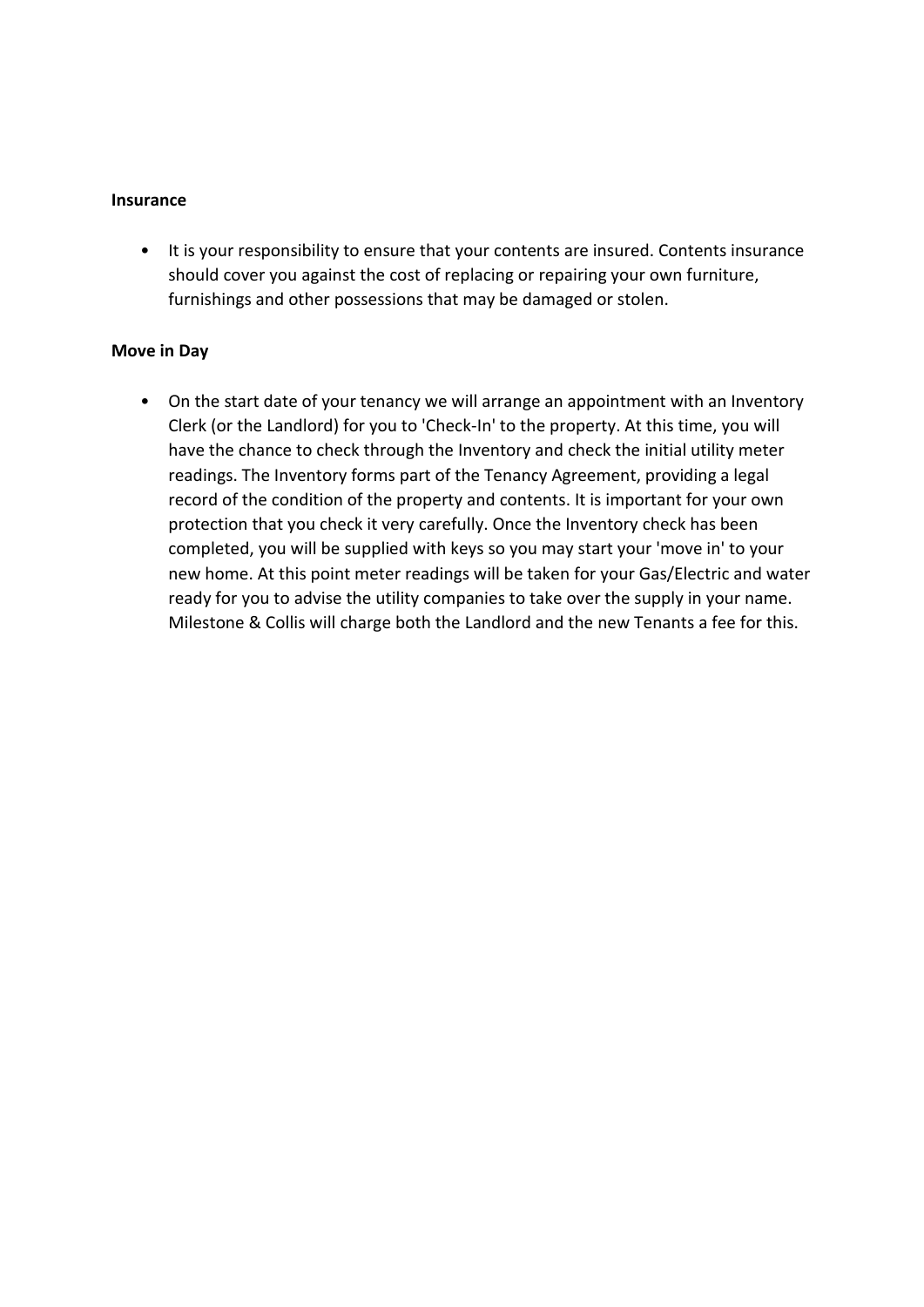**Insurance**

- It is your responsibility to ensure that your contents are insured. Contents insurance should cover you against the cost of replacing or repairing your own furniture, furnishings and other possessions that may be damaged or stolen.

**Move in Day**

- On the start date of your tenancy we will arrange an appointment with an Inventory Clerk (or the Landlord) for you to 'Check-In' to the property. At this time, you will have the chance to check through the Inventory and check the initial utility meter readings. The Inventory forms part of the Tenancy Agreement, providing a legal record of the condition of the property and contents. It is important for your own protection that you check it very carefully. Once the Inventory check has been completed, you will be supplied with keys so you may start your 'move in' to your new home. At this point meter readings will be taken for your Gas/Electric and water ready for you to advise the utility companies to take over the supply in your name. Milestone & Collis will charge both the Landlord and the new Tenants a fee for this.